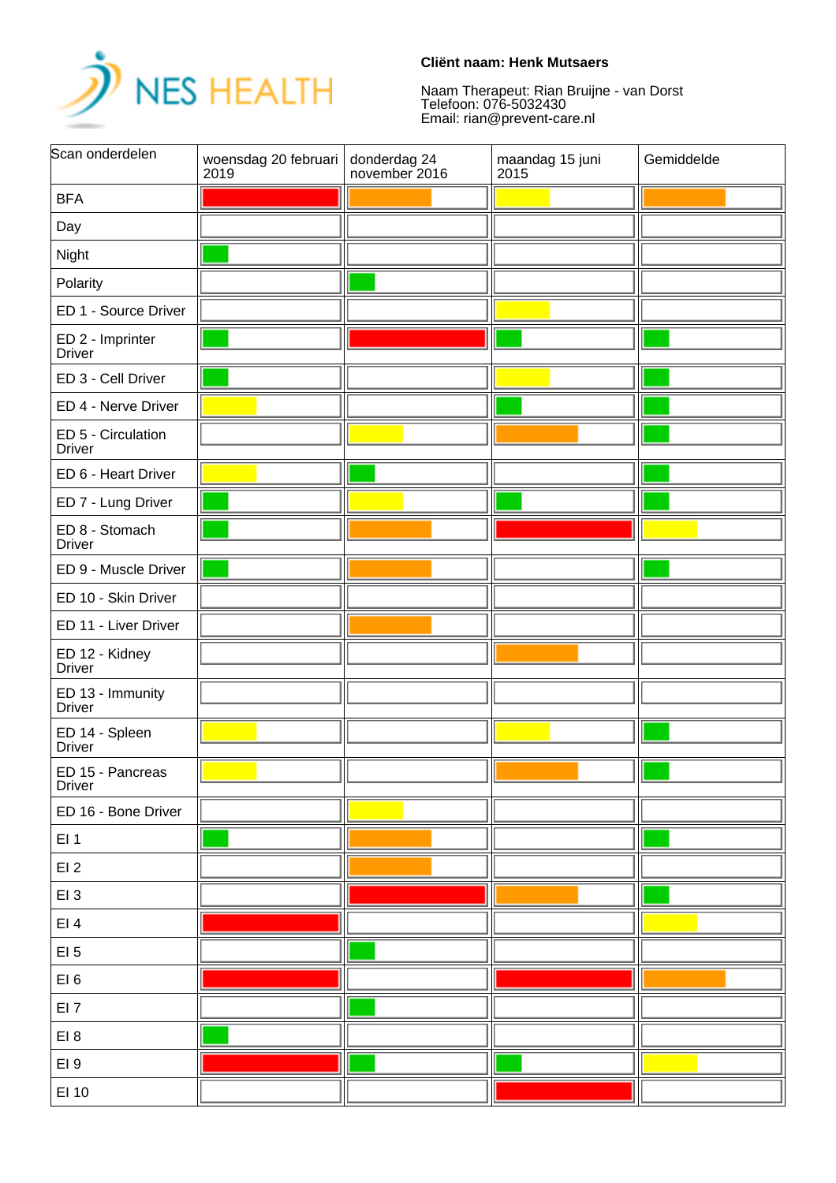NES HEALTH

**Cliënt naam: Henk Mutsaers**

Naam Therapeut: Rian Bruijne - van Dorst
Telefoon: 076-5032430
Email: rian@prevent-care.nl

| Scan onderdelen | woensdag 20 februari 2019 | donderdag 24 november 2016 | maandag 15 juni 2015 | Gemiddelde |
|---|---|---|---|---|
| BFA | (rood) | (oranje) | (geel) | (oranje) |
| Day | | | | |
| Night | (groen) | | | |
| Polarity | | (groen) | | |
| ED 1 - Source Driver | | | (geel) | |
| ED 2 - Imprinter Driver | (groen) | (rood) | (groen) | (groen) |
| ED 3 - Cell Driver | (groen) | | (geel) | (groen) |
| ED 4 - Nerve Driver | (geel) | | (groen) | (groen) |
| ED 5 - Circulation Driver | | (geel) | (oranje) | (groen) |
| ED 6 - Heart Driver | (geel) | (groen) | | (groen) |
| ED 7 - Lung Driver | (groen) | (geel) | (groen) | (groen) |
| ED 8 - Stomach Driver | (groen) | (oranje) | (rood) | (geel) |
| ED 9 - Muscle Driver | (groen) | (oranje) | | (groen) |
| ED 10 - Skin Driver | | | | |
| ED 11 - Liver Driver | | (oranje) | | |
| ED 12 - Kidney Driver | | | (oranje) | |
| ED 13 - Immunity Driver | | | | |
| ED 14 - Spleen Driver | (geel) | | (geel) | (groen) |
| ED 15 - Pancreas Driver | (geel) | | (oranje) | (groen) |
| ED 16 - Bone Driver | | (geel) | | |
| EI 1 | (groen) | (oranje) | | (groen) |
| EI 2 | | (oranje) | | |
| EI 3 | | (rood) | (oranje) | (groen) |
| EI 4 | (rood) | | | (geel) |
| EI 5 | | (groen) | | |
| EI 6 | (rood) | | (rood) | (oranje) |
| EI 7 | | (groen) | | |
| EI 8 | (groen) | | | |
| EI 9 | (rood) | (groen) | (groen) | (geel) |
| EI 10 | | | (rood) | |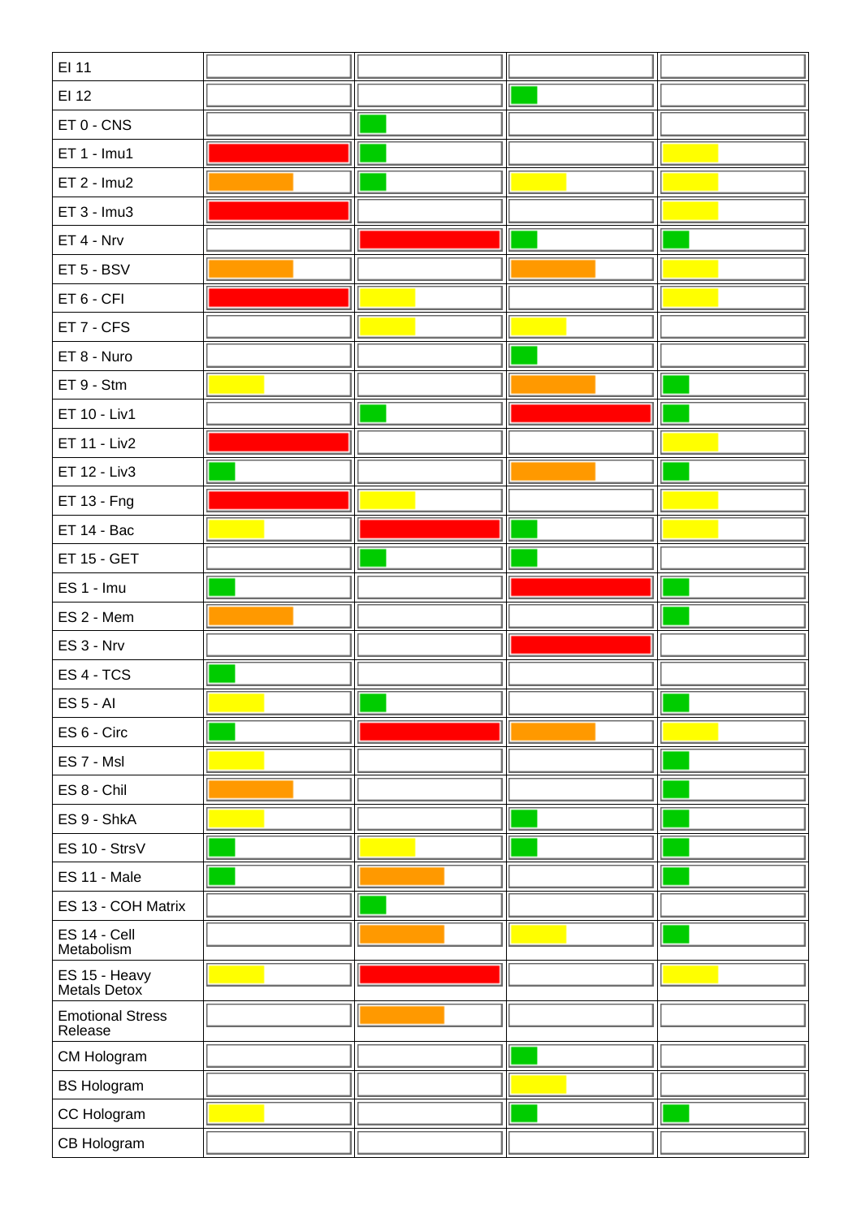| | | | | |
|---|---|---|---|---|
| EI 11 | | | | |
| EI 12 | | | | |
| ET 0 - CNS | | | | |
| ET 1 - Imu1 | | | | |
| ET 2 - Imu2 | | | | |
| ET 3 - Imu3 | | | | |
| ET 4 - Nrv | | | | |
| ET 5 - BSV | | | | |
| ET 6 - CFI | | | | |
| ET 7 - CFS | | | | |
| ET 8 - Nuro | | | | |
| ET 9 - Stm | | | | |
| ET 10 - Liv1 | | | | |
| ET 11 - Liv2 | | | | |
| ET 12 - Liv3 | | | | |
| ET 13 - Fng | | | | |
| ET 14 - Bac | | | | |
| ET 15 - GET | | | | |
| ES 1 - Imu | | | | |
| ES 2 - Mem | | | | |
| ES 3 - Nrv | | | | |
| ES 4 - TCS | | | | |
| ES 5 - AI | | | | |
| ES 6 - Circ | | | | |
| ES 7 - Msl | | | | |
| ES 8 - Chil | | | | |
| ES 9 - ShkA | | | | |
| ES 10 - StrsV | | | | |
| ES 11 - Male | | | | |
| ES 13 - COH Matrix | | | | |
| ES 14 - Cell Metabolism | | | | |
| ES 15 - Heavy Metals Detox | | | | |
| Emotional Stress Release | | | | |
| CM Hologram | | | | |
| BS Hologram | | | | |
| CC Hologram | | | | |
| CB Hologram | | | | |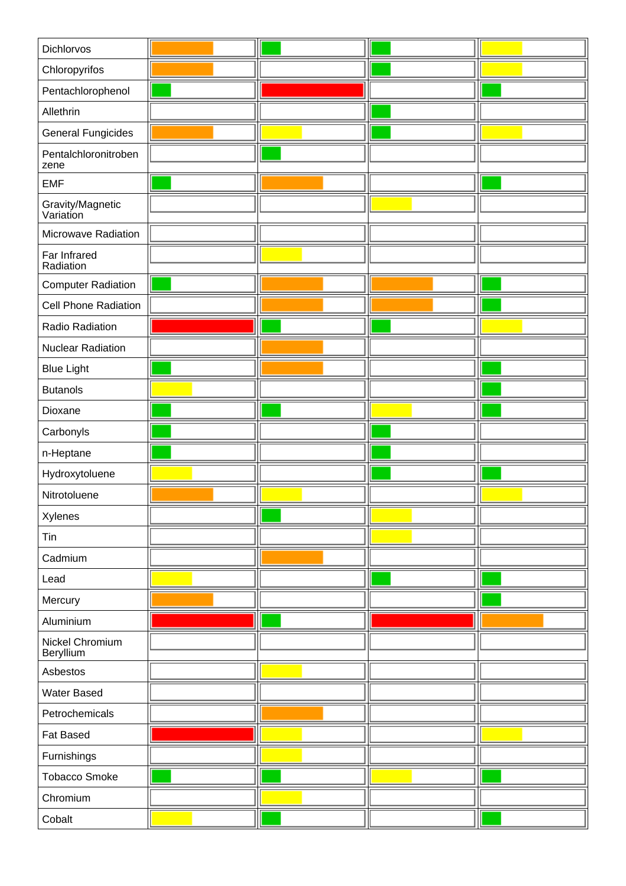| | | | | |
|---|---|---|---|---|
| Dichlorvos | Orange | Green | Green | Yellow |
| Chloropyrifos | Orange | | Green | Yellow |
| Pentachlorophenol | Green | Red | | Green |
| Allethrin | | | Green | |
| General Fungicides | Orange | Yellow | Green | Yellow |
| Pentalchloronitrobenzene | | Green | | |
| EMF | Green | Orange | | Green |
| Gravity/Magnetic Variation | | | Yellow | |
| Microwave Radiation | | | | |
| Far Infrared Radiation | | Yellow | | |
| Computer Radiation | Green | Orange | Orange | Green |
| Cell Phone Radiation | | Orange | Orange | Green |
| Radio Radiation | Red | Green | Green | Yellow |
| Nuclear Radiation | | Orange | | |
| Blue Light | Green | Orange | | Green |
| Butanols | Yellow | | | Green |
| Dioxane | Green | Green | Yellow | Green |
| Carbonyls | Green | | Green | |
| n-Heptane | Green | | Green | |
| Hydroxytoluene | Yellow | | Green | Green |
| Nitrotoluene | Orange | Yellow | | Yellow |
| Xylenes | | Green | Yellow | |
| Tin | | | Yellow | |
| Cadmium | | Orange | | |
| Lead | Yellow | | Green | Green |
| Mercury | Orange | | | Green |
| Aluminium | Red | Green | Red | Orange |
| Nickel Chromium Beryllium | | | | |
| Asbestos | | Yellow | | |
| Water Based | | | | |
| Petrochemicals | | Orange | | |
| Fat Based | Red | Yellow | | Yellow |
| Furnishings | | Yellow | | |
| Tobacco Smoke | Green | Green | Yellow | Green |
| Chromium | | Yellow | | |
| Cobalt | Yellow | Green | | Green |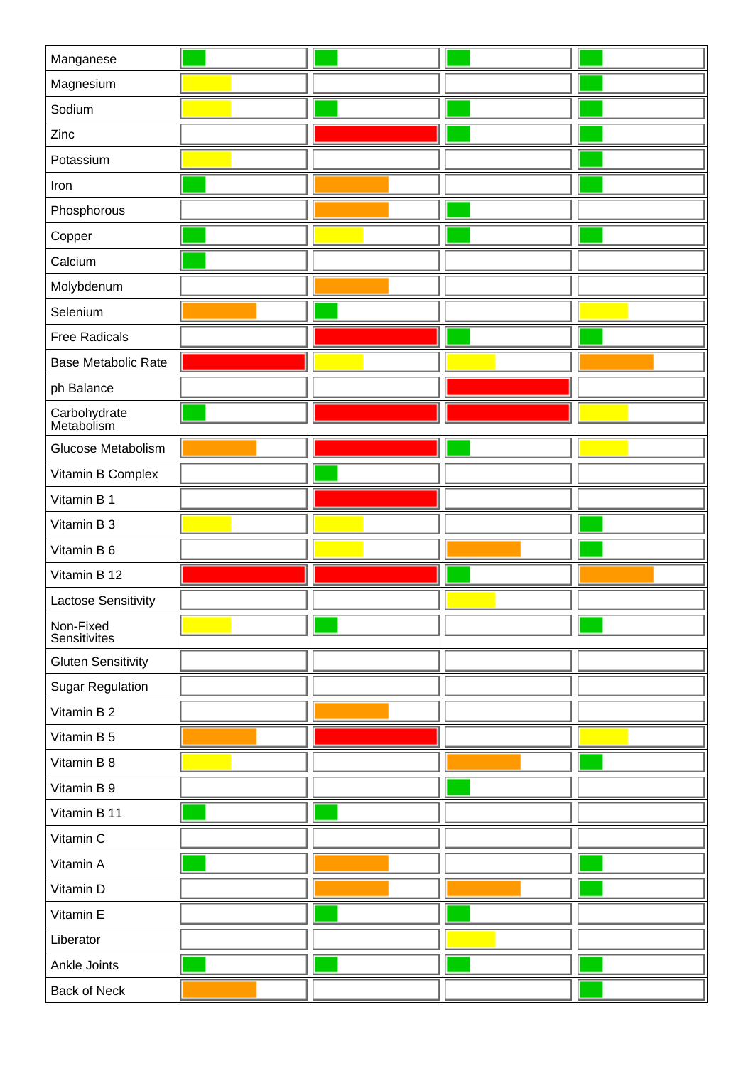| | | | | |
|---|---|---|---|---|
| Manganese | Green | Green | Green | Green |
| Magnesium | Yellow | | | Green |
| Sodium | Yellow | Green | Green | Green |
| Zinc | | Red | Green | Green |
| Potassium | Yellow | | | Green |
| Iron | Green | Orange | | Green |
| Phosphorous | | Orange | Green | |
| Copper | Green | Yellow | Green | Green |
| Calcium | Green | | | |
| Molybdenum | | Orange | | |
| Selenium | Orange | Green | | Yellow |
| Free Radicals | | Red | Green | Green |
| Base Metabolic Rate | Red | Yellow | Yellow | Orange |
| ph Balance | | | Red | |
| Carbohydrate Metabolism | Green | Red | Red | Yellow |
| Glucose Metabolism | Orange | Red | Green | Yellow |
| Vitamin B Complex | | Green | | |
| Vitamin B 1 | | Red | | |
| Vitamin B 3 | Yellow | Yellow | | Green |
| Vitamin B 6 | | Yellow | Orange | Green |
| Vitamin B 12 | Red | Red | Green | Orange |
| Lactose Sensitivity | | | Yellow | |
| Non-Fixed Sensitivites | Yellow | Green | | Green |
| Gluten Sensitivity | | | | |
| Sugar Regulation | | | | |
| Vitamin B 2 | | Orange | | |
| Vitamin B 5 | Orange | Red | | Yellow |
| Vitamin B 8 | Yellow | | Orange | Green |
| Vitamin B 9 | | | Green | |
| Vitamin B 11 | Green | Green | | |
| Vitamin C | | | | |
| Vitamin A | Green | Orange | | Green |
| Vitamin D | | Orange | Orange | Green |
| Vitamin E | | Green | Green | |
| Liberator | | | Yellow | |
| Ankle Joints | Green | Green | Green | Green |
| Back of Neck | Orange | | | Green |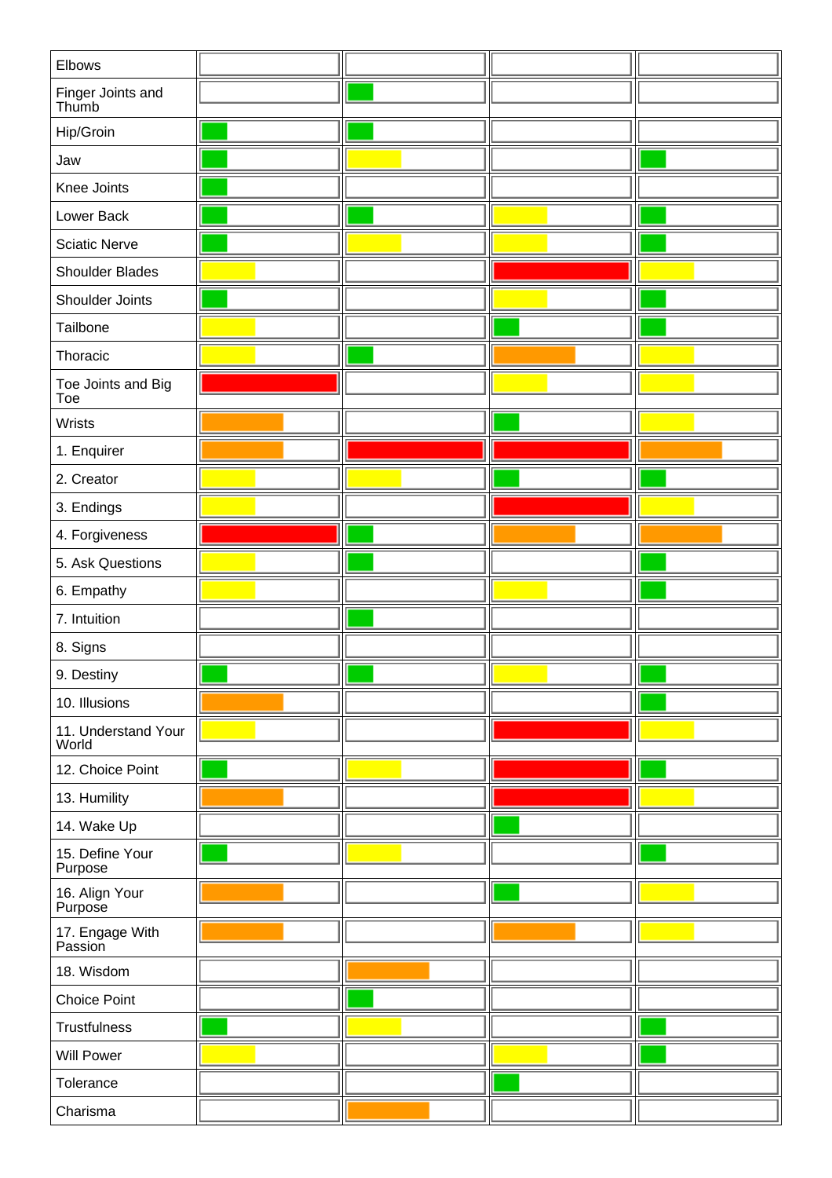| | | | | |
|---|---|---|---|---|
| Elbows | | | | |
| Finger Joints and Thumb | | Green | | |
| Hip/Groin | Green | Green | | |
| Jaw | Green | Yellow | | Green |
| Knee Joints | Green | | | |
| Lower Back | Green | Green | Yellow | Green |
| Sciatic Nerve | Green | Yellow | Yellow | Green |
| Shoulder Blades | Yellow | | Red | Yellow |
| Shoulder Joints | Green | | Yellow | Green |
| Tailbone | Yellow | | Green | Green |
| Thoracic | Yellow | Green | Orange | Yellow |
| Toe Joints and Big Toe | Red | | Yellow | Yellow |
| Wrists | Orange | | Green | Yellow |
| 1. Enquirer | Orange | Red | Red | Orange |
| 2. Creator | Yellow | Yellow | Green | Green |
| 3. Endings | Yellow | | Red | Yellow |
| 4. Forgiveness | Red | Green | Orange | Orange |
| 5. Ask Questions | Yellow | Green | | Green |
| 6. Empathy | Yellow | | Yellow | Green |
| 7. Intuition | | Green | | |
| 8. Signs | | | | |
| 9. Destiny | Green | Green | Yellow | Green |
| 10. Illusions | Orange | | | Green |
| 11. Understand Your World | Yellow | | Red | Yellow |
| 12. Choice Point | Green | Yellow | Red | Green |
| 13. Humility | Orange | | Red | Yellow |
| 14. Wake Up | | | Green | |
| 15. Define Your Purpose | Green | Yellow | | Green |
| 16. Align Your Purpose | Orange | | Green | Yellow |
| 17. Engage With Passion | Orange | | Orange | Yellow |
| 18. Wisdom | | Orange | | |
| Choice Point | | Green | | |
| Trustfulness | Green | Yellow | | Green |
| Will Power | Yellow | | Yellow | Green |
| Tolerance | | | Green | |
| Charisma | | Orange | | |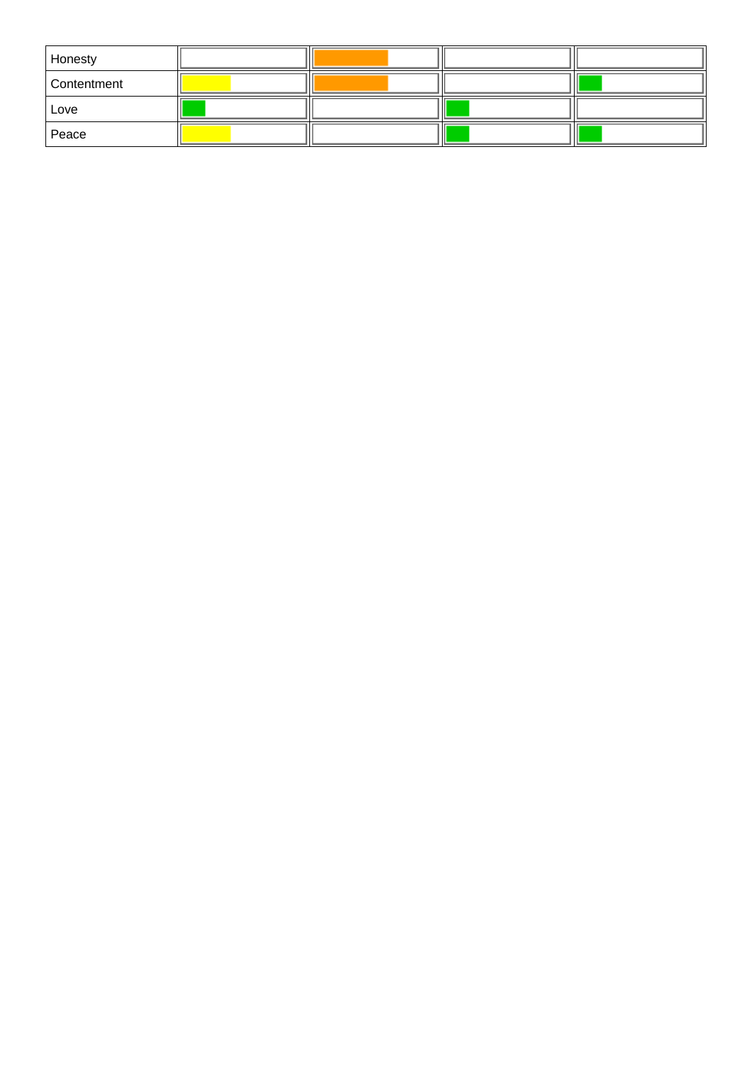| | | | | |
|---|---|---|---|---|
| Honesty | | | | |
| Contentment | | | | |
| Love | | | | |
| Peace | | | | |